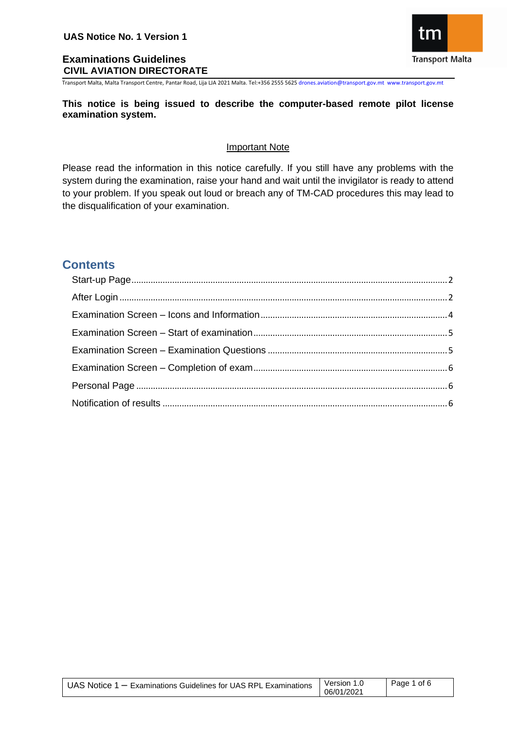**UAS Notice No. 1 Version 1**

**Examinations Guidelines**
**CIVIL AVIATION DIRECTORATE**

Transport Malta, Malta Transport Centre, Pantar Road, Lija LJA 2021 Malta. Tel:+356 2555 5625 drones.aviation@transport.gov.mt www.transport.gov.mt

**This notice is being issued to describe the computer-based remote pilot license examination system.**

<u>Important Note</u>

Please read the information in this notice carefully. If you still have any problems with the system during the examination, raise your hand and wait until the invigilator is ready to attend to your problem. If you speak out loud or breach any of TM-CAD procedures this may lead to the disqualification of your examination.

## Contents

- Start-up Page .......... 2
- After Login .......... 2
- Examination Screen – Icons and Information .......... 4
- Examination Screen – Start of examination .......... 5
- Examination Screen – Examination Questions .......... 5
- Examination Screen – Completion of exam .......... 6
- Personal Page .......... 6
- Notification of results .......... 6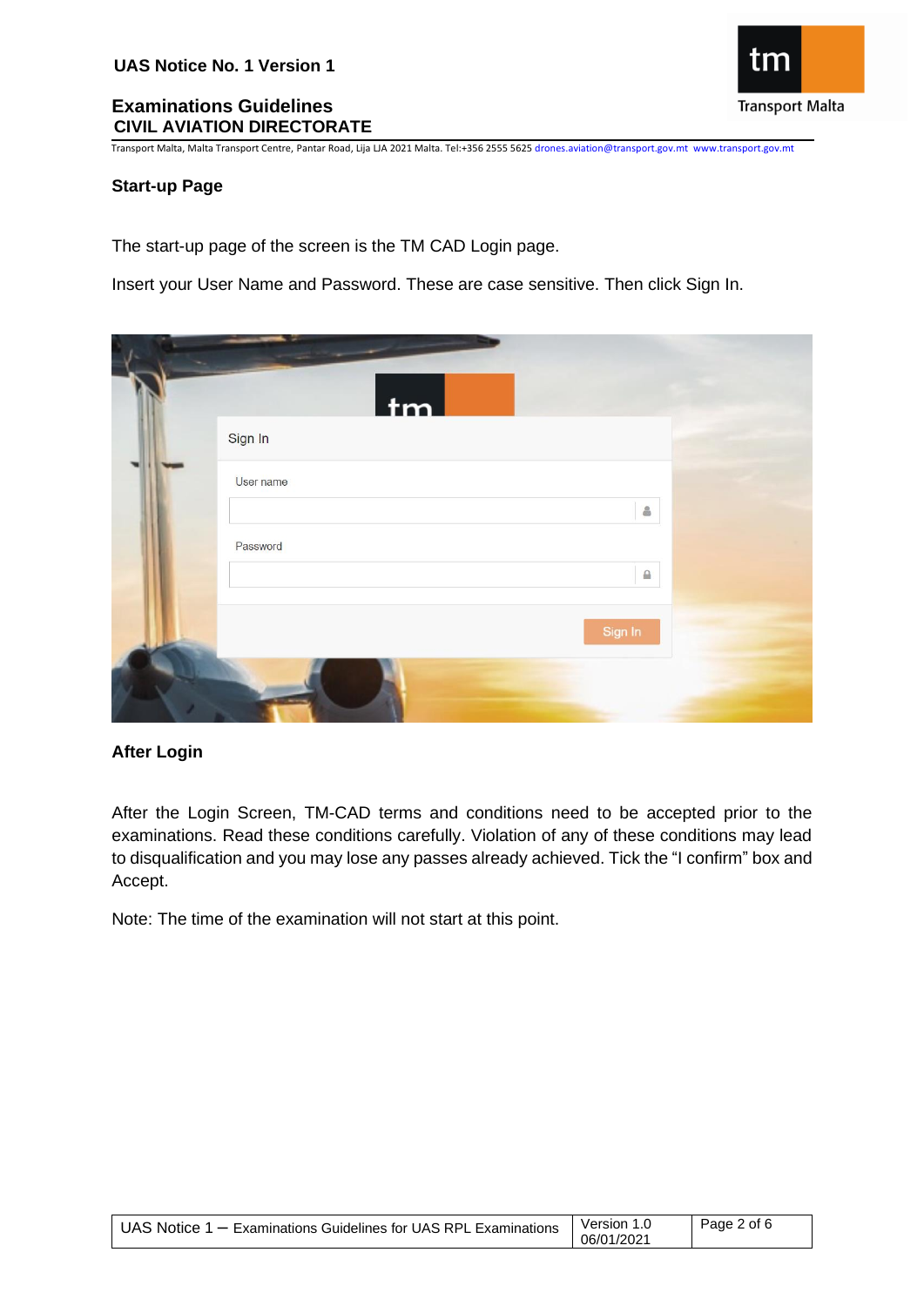## Start-up Page

The start-up page of the screen is the TM CAD Login page.

Insert your User Name and Password. These are case sensitive. Then click Sign In.

## After Login

After the Login Screen, TM-CAD terms and conditions need to be accepted prior to the examinations. Read these conditions carefully. Violation of any of these conditions may lead to disqualification and you may lose any passes already achieved. Tick the "I confirm" box and Accept.

Note: The time of the examination will not start at this point.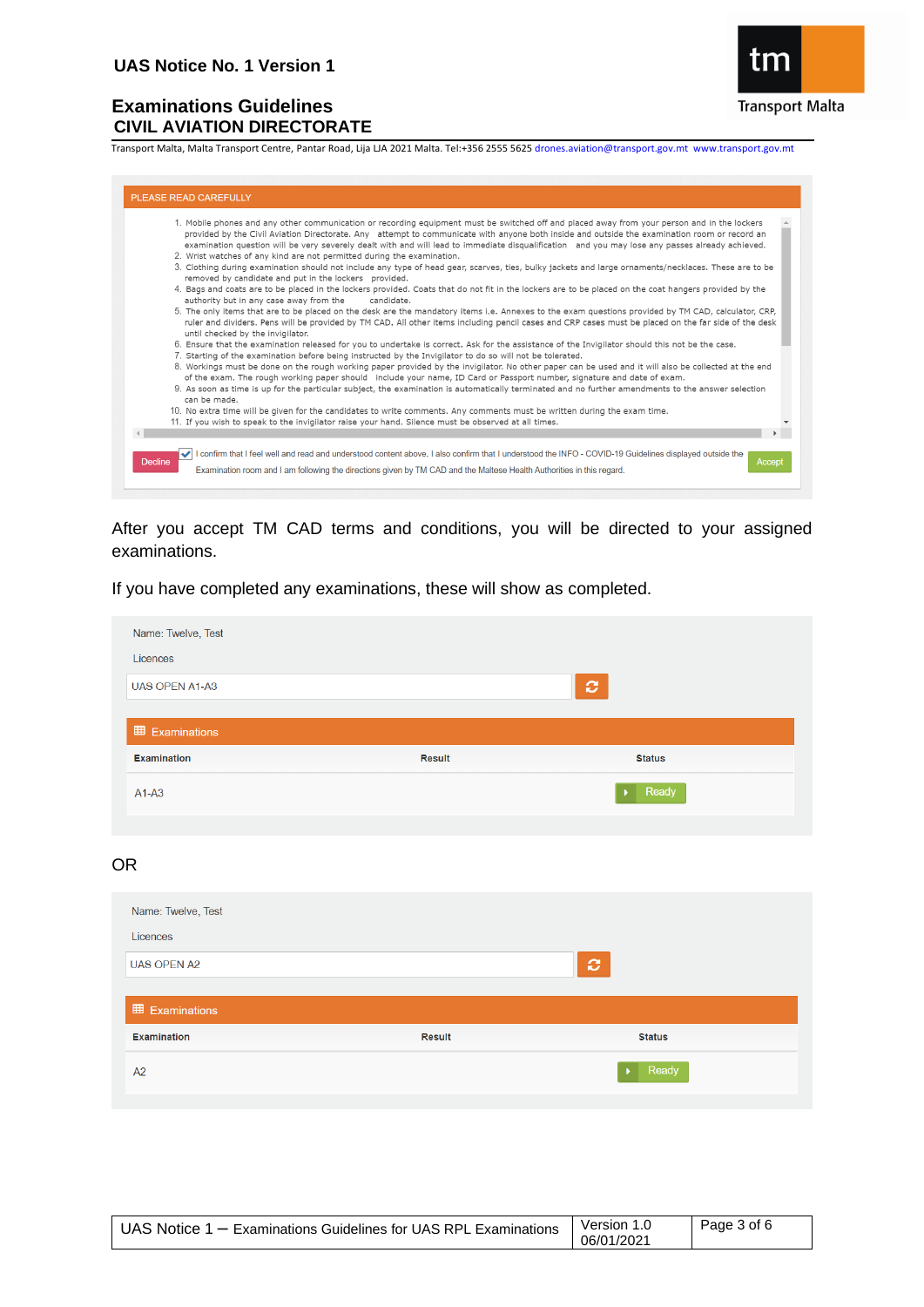PLEASE READ CAREFULLY

1. Mobile phones and any other communication or recording equipment must be switched off and placed away from your person and in the lockers provided by the Civil Aviation Directorate. Any attempt to communicate with anyone both inside and outside the examination room or record an examination question will be very severely dealt with and will lead to immediate disqualification and you may lose any passes already achieved.
2. Wrist watches of any kind are not permitted during the examination.
3. Clothing during examination should not include any type of head gear, scarves, ties, bulky jackets and large ornaments/necklaces. These are to be removed by candidate and put in the lockers provided.
4. Bags and coats are to be placed in the lockers provided. Coats that do not fit in the lockers are to be placed on the coat hangers provided by the authority but in any case away from the candidate.
5. The only items that are to be placed on the desk are the mandatory items i.e. Annexes to the exam questions provided by TM CAD, calculator, CRP, ruler and dividers. Pens will be provided by TM CAD. All other items including pencil cases and CRP cases must be placed on the far side of the desk until checked by the invigilator.
6. Ensure that the examination released for you to undertake is correct. Ask for the assistance of the Invigilator should this not be the case.
7. Starting of the examination before being instructed by the Invigilator to do so will not be tolerated.
8. Workings must be done on the rough working paper provided by the invigilator. No other paper can be used and it will also be collected at the end of the exam. The rough working paper should include your name, ID Card or Passport number, signature and date of exam.
9. As soon as time is up for the particular subject, the examination is automatically terminated and no further amendments to the answer selection can be made.
10. No extra time will be given for the candidates to write comments. Any comments must be written during the exam time.
11. If you wish to speak to the invigilator raise your hand. Silence must be observed at all times.

Decline | ☑ I confirm that I feel well and read and understood content above. I also confirm that I understood the INFO - COVID-19 Guidelines displayed outside the Examination room and I am following the directions given by TM CAD and the Maltese Health Authorities in this regard. | Accept

After you accept TM CAD terms and conditions, you will be directed to your assigned examinations.

If you have completed any examinations, these will show as completed.

Name: Twelve, Test

Licences

UAS OPEN A1-A3

Examinations

| Examination | Result | Status |
|---|---|---|
| A1-A3 | | Ready |

OR

Name: Twelve, Test

Licences

UAS OPEN A2

Examinations

| Examination | Result | Status |
|---|---|---|
| A2 | | Ready |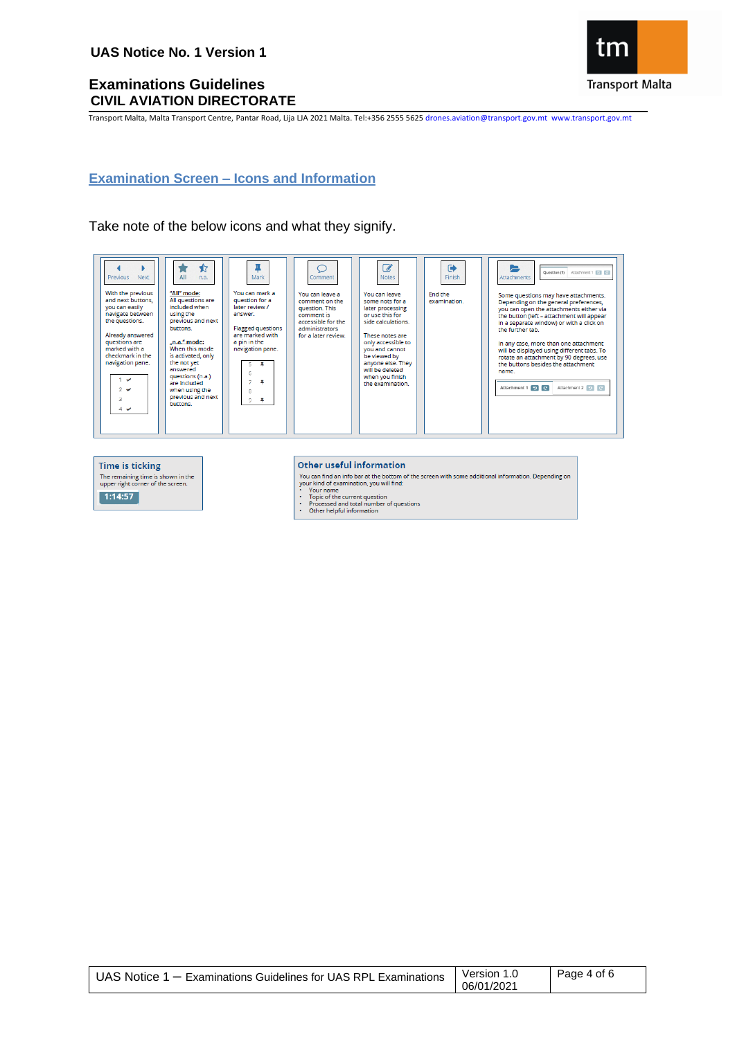## Examination Screen – Icons and Information

Take note of the below icons and what they signify.

Previous Next

With the previous and next buttons, you can easily navigate between the questions.

Already answered questions are marked with a checkmark in the navigation pane.

All n.a.

**"All" mode:** All questions are included when using the previous and next buttons.

**„n.a." mode:** When this mode is activated, only the not yet answered questions (n.a.) are included when using the previous and next buttons.

Mark

You can mark a question for a later review / answer.

Flagged questions are marked with a pin in the navigation pane.

Comment

You can leave a comment on the question. This comment is accessible for the administrators for a later review.

Notes

You can leave some notes for a later processing or use this for side calculations.

These notes are only accessible to you and cannot be viewed by anyone else. They will be deleted when you finish the examination.

Finish

End the examination.

Attachments

Some questions may have attachments. Depending on the general preferences, you can open the attachments either via the button (left – attachment will appear in a separate window) or with a click on the further tab.

In any case, more than one attachment will be displayed using different tabs. To rotate an attachment by 90 degrees, use the buttons besides the attachment name.

**Time is ticking**

The remaining time is shown in the upper right corner of the screen.

1:14:57

**Other useful information**

You can find an info bar at the bottom of the screen with some additional information. Depending on your kind of examination, you will find:

- Your name
- Topic of the current question
- Processed and total number of questions
- Other helpful information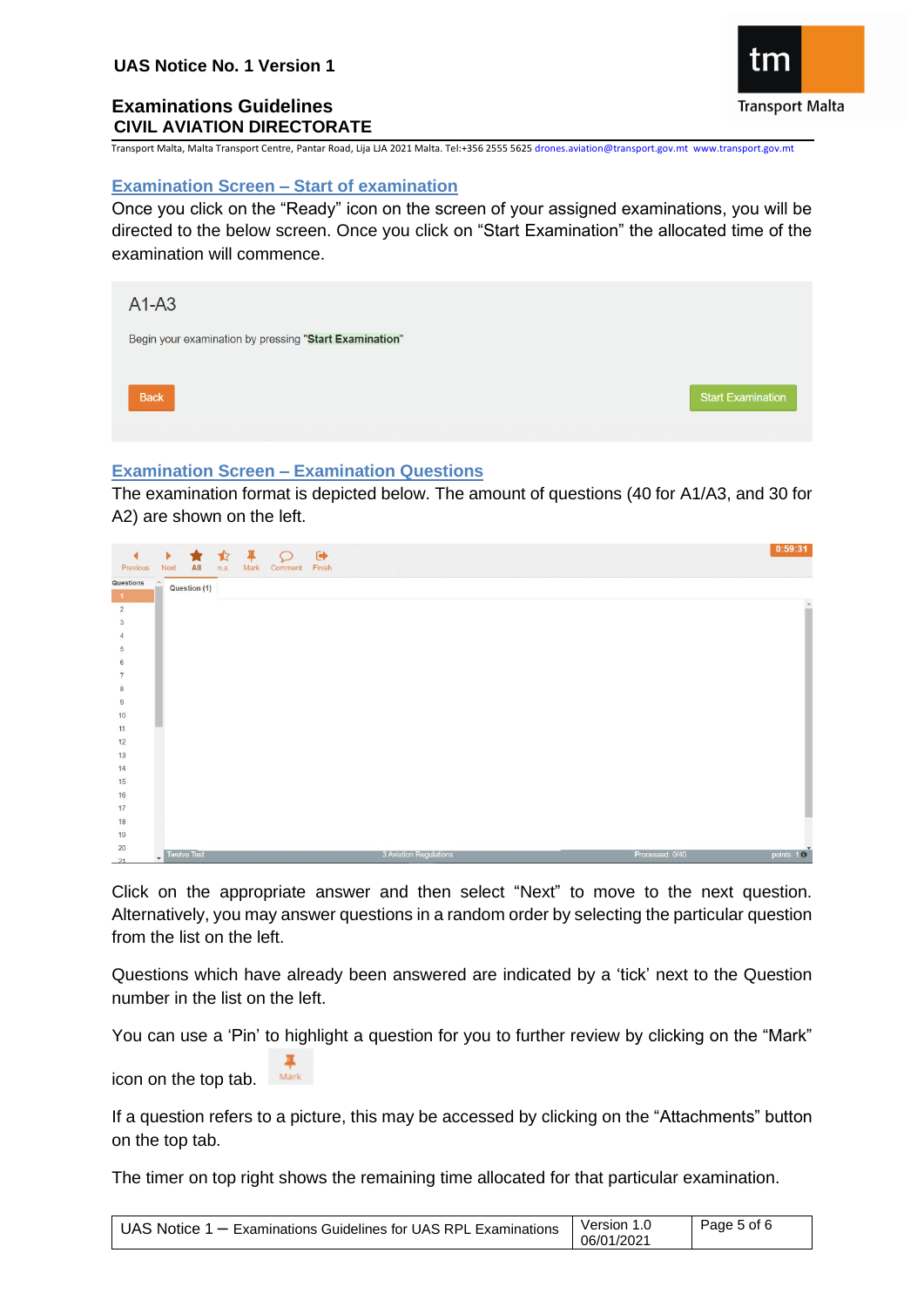## Examination Screen – Start of examination

Once you click on the “Ready” icon on the screen of your assigned examinations, you will be directed to the below screen. Once you click on “Start Examination” the allocated time of the examination will commence.

A1-A3

Begin your examination by pressing "**Start Examination**"

Back

Start Examination

## Examination Screen – Examination Questions

The examination format is depicted below. The amount of questions (40 for A1/A3, and 30 for A2) are shown on the left.

Click on the appropriate answer and then select “Next” to move to the next question. Alternatively, you may answer questions in a random order by selecting the particular question from the list on the left.

Questions which have already been answered are indicated by a ‘tick’ next to the Question number in the list on the left.

You can use a ‘Pin’ to highlight a question for you to further review by clicking on the “Mark” icon on the top tab.

If a question refers to a picture, this may be accessed by clicking on the “Attachments” button on the top tab.

The timer on top right shows the remaining time allocated for that particular examination.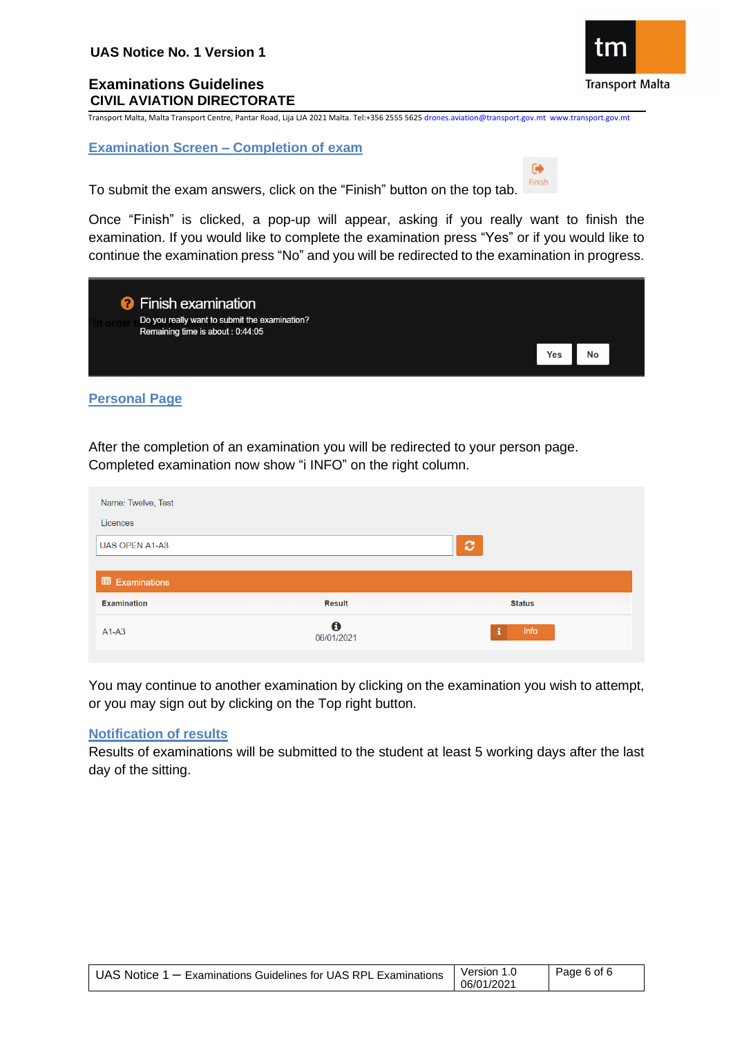## Examination Screen – Completion of exam

To submit the exam answers, click on the "Finish" button on the top tab.

Once "Finish" is clicked, a pop-up will appear, asking if you really want to finish the examination. If you would like to complete the examination press "Yes" or if you would like to continue the examination press "No" and you will be redirected to the examination in progress.

## Personal Page

After the completion of an examination you will be redirected to your person page. Completed examination now show "i INFO" on the right column.

You may continue to another examination by clicking on the examination you wish to attempt, or you may sign out by clicking on the Top right button.

## Notification of results

Results of examinations will be submitted to the student at least 5 working days after the last day of the sitting.